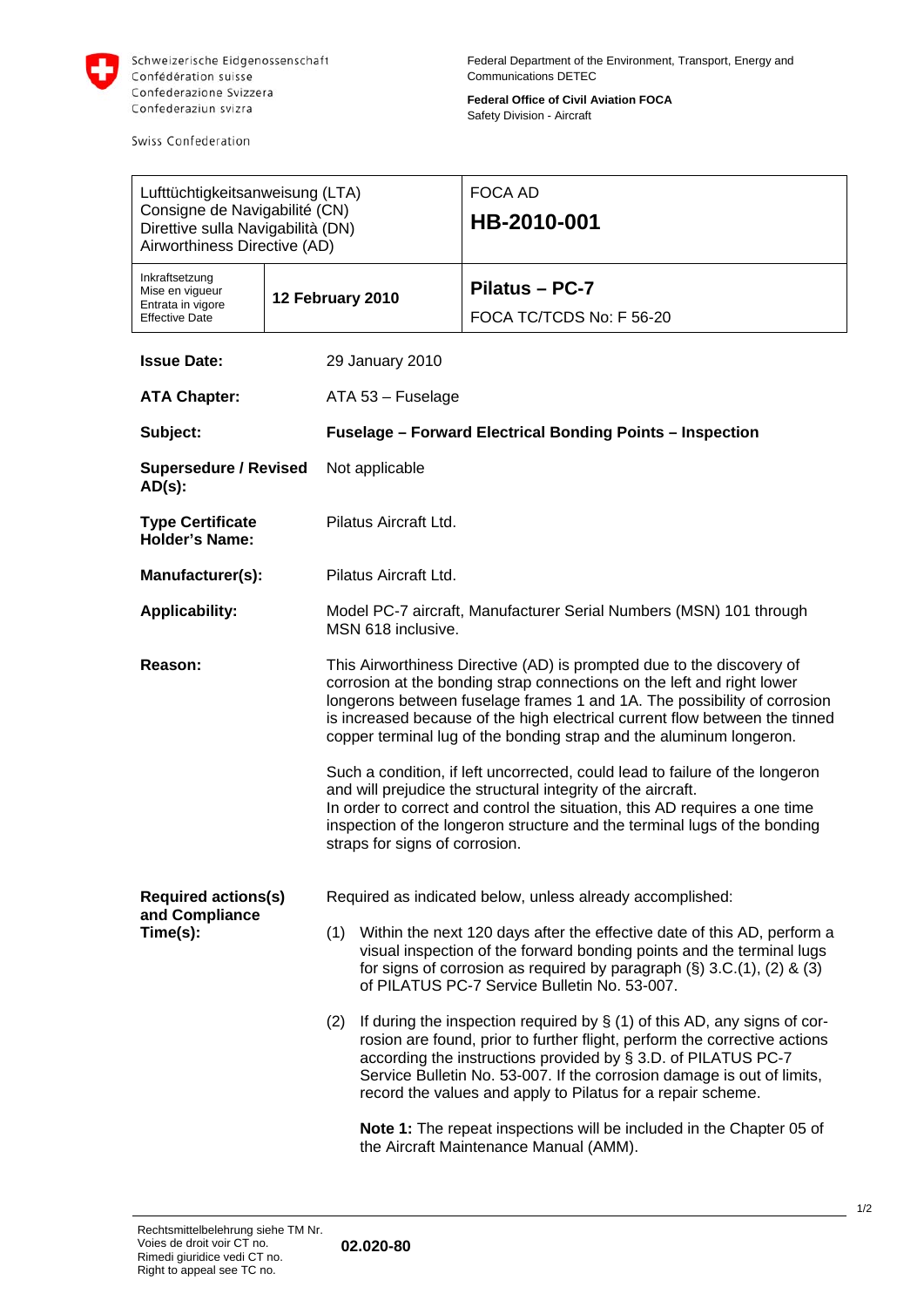Schweizerische Eidgenossenschaft
Confédération suisse
Confederazione Svizzera
Confederaziun svizra

Swiss Confederation

Federal Department of the Environment, Transport, Energy and Communications DETEC

**Federal Office of Civil Aviation FOCA**
Safety Division - Aircraft

| Lufttüchtigkeitsanweisung (LTA)<br>Consigne de Navigabilité (CN)<br>Direttive sulla Navigabilità (DN)<br>Airworthiness Directive (AD) | | FOCA AD<br>**HB-2010-001** |
|---|---|---|
| Inkraftsetzung<br>Mise en vigueur<br>Entrata in vigore<br>Effective Date | **12 February 2010** | **Pilatus – PC-7**<br>FOCA TC/TCDS No: F 56-20 |

**Issue Date:** 29 January 2010

**ATA Chapter:** ATA 53 – Fuselage

**Subject:** **Fuselage – Forward Electrical Bonding Points – Inspection**

**Supersedure / Revised AD(s):** Not applicable

**Type Certificate Holder's Name:** Pilatus Aircraft Ltd.

**Manufacturer(s):** Pilatus Aircraft Ltd.

**Applicability:** Model PC-7 aircraft, Manufacturer Serial Numbers (MSN) 101 through MSN 618 inclusive.

**Reason:** This Airworthiness Directive (AD) is prompted due to the discovery of corrosion at the bonding strap connections on the left and right lower longerons between fuselage frames 1 and 1A. The possibility of corrosion is increased because of the high electrical current flow between the tinned copper terminal lug of the bonding strap and the aluminum longeron.

Such a condition, if left uncorrected, could lead to failure of the longeron and will prejudice the structural integrity of the aircraft.
In order to correct and control the situation, this AD requires a one time inspection of the longeron structure and the terminal lugs of the bonding straps for signs of corrosion.

**Required actions(s) and Compliance Time(s):** Required as indicated below, unless already accomplished:

(1) Within the next 120 days after the effective date of this AD, perform a visual inspection of the forward bonding points and the terminal lugs for signs of corrosion as required by paragraph (§) 3.C.(1), (2) & (3) of PILATUS PC-7 Service Bulletin No. 53-007.

(2) If during the inspection required by § (1) of this AD, any signs of corrosion are found, prior to further flight, perform the corrective actions according the instructions provided by § 3.D. of PILATUS PC-7 Service Bulletin No. 53-007. If the corrosion damage is out of limits, record the values and apply to Pilatus for a repair scheme.

**Note 1:** The repeat inspections will be included in the Chapter 05 of the Aircraft Maintenance Manual (AMM).

Rechtsmittelbelehrung siehe TM Nr.
Voies de droit voir CT no.
Rimedi giuridice vedi CT no.
Right to appeal see TC no.

**02.020-80**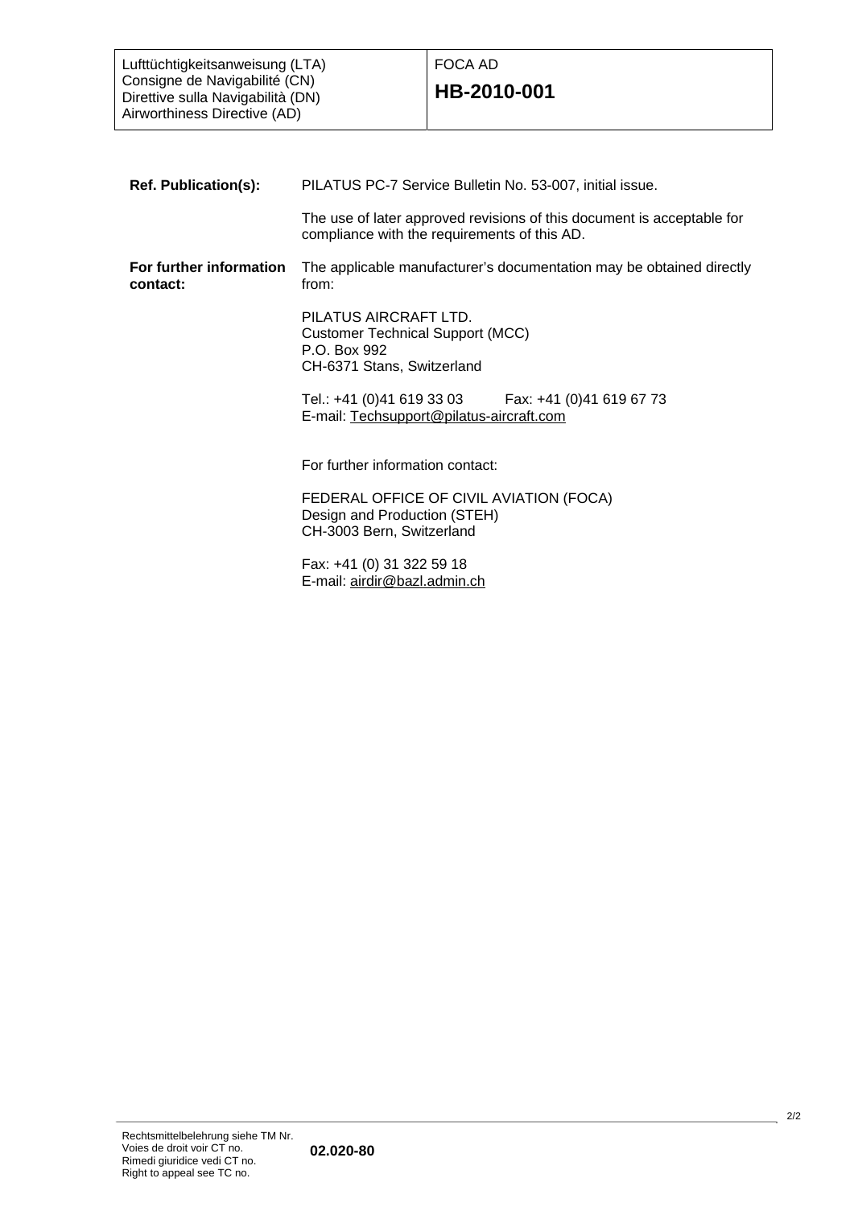| | |
|---|---|
| Lufttüchtigkeitsanweisung (LTA)<br>Consigne de Navigabilité (CN)<br>Direttive sulla Navigabilità (DN)<br>Airworthiness Directive (AD) | FOCA AD<br>**HB-2010-001** |

**Ref. Publication(s):** PILATUS PC-7 Service Bulletin No. 53-007, initial issue.

The use of later approved revisions of this document is acceptable for compliance with the requirements of this AD.

**For further information contact:** The applicable manufacturer's documentation may be obtained directly from:

PILATUS AIRCRAFT LTD.
Customer Technical Support (MCC)
P.O. Box 992
CH-6371 Stans, Switzerland

Tel.: +41 (0)41 619 33 03     Fax: +41 (0)41 619 67 73
E-mail: Techsupport@pilatus-aircraft.com

For further information contact:

FEDERAL OFFICE OF CIVIL AVIATION (FOCA)
Design and Production (STEH)
CH-3003 Bern, Switzerland

Fax: +41 (0) 31 322 59 18
E-mail: airdir@bazl.admin.ch

Rechtsmittelbelehrung siehe TM Nr.
Voies de droit voir CT no.
Rimedi giuridice vedi CT no.
Right to appeal see TC no.

**02.020-80**